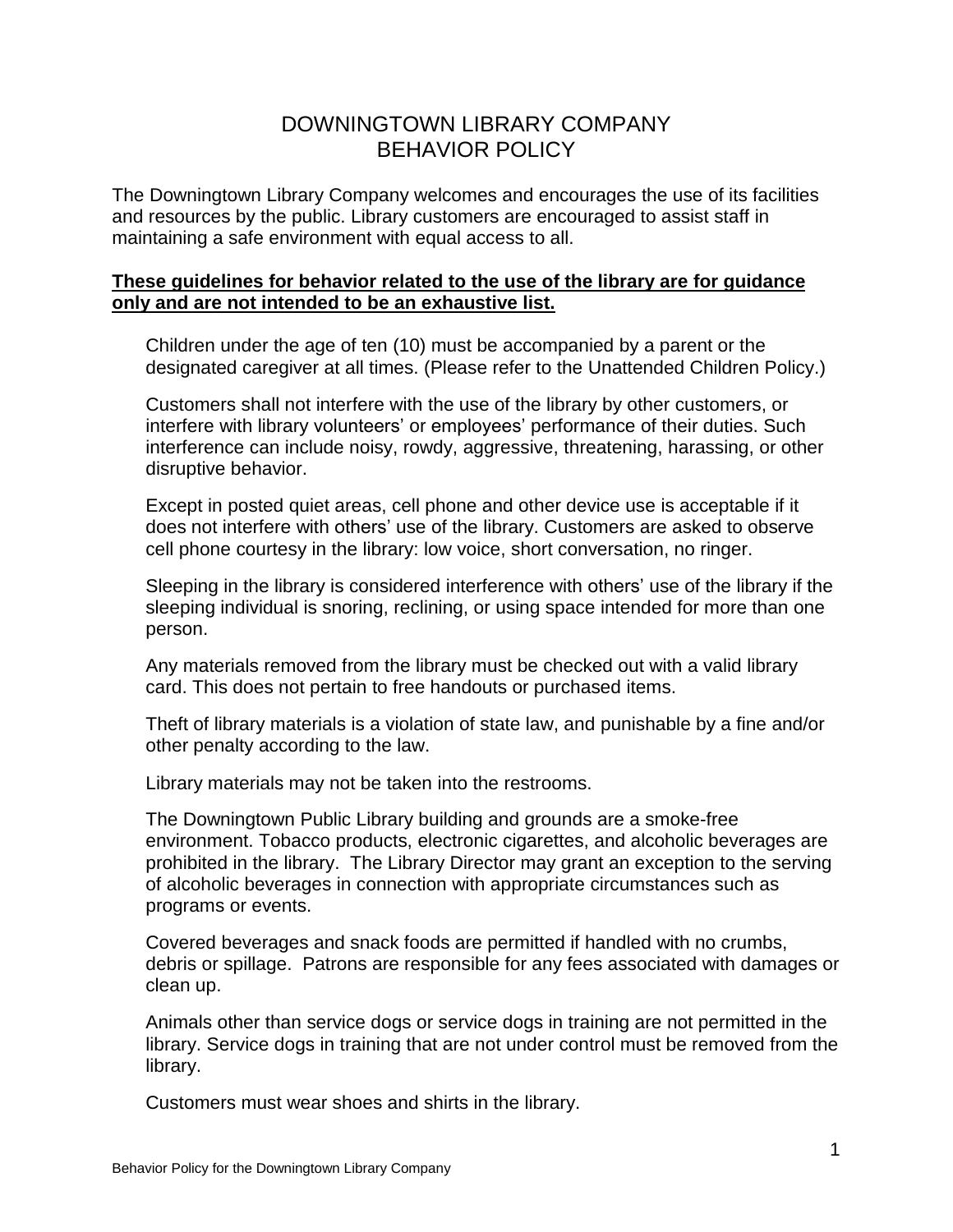# DOWNINGTOWN LIBRARY COMPANY
# BEHAVIOR POLICY

The Downingtown Library Company welcomes and encourages the use of its facilities and resources by the public. Library customers are encouraged to assist staff in maintaining a safe environment with equal access to all.

**These guidelines for behavior related to the use of the library are for guidance only and are not intended to be an exhaustive list.**

Children under the age of ten (10) must be accompanied by a parent or the designated caregiver at all times. (Please refer to the Unattended Children Policy.)

Customers shall not interfere with the use of the library by other customers, or interfere with library volunteers' or employees' performance of their duties. Such interference can include noisy, rowdy, aggressive, threatening, harassing, or other disruptive behavior.

Except in posted quiet areas, cell phone and other device use is acceptable if it does not interfere with others' use of the library. Customers are asked to observe cell phone courtesy in the library: low voice, short conversation, no ringer.

Sleeping in the library is considered interference with others' use of the library if the sleeping individual is snoring, reclining, or using space intended for more than one person.

Any materials removed from the library must be checked out with a valid library card. This does not pertain to free handouts or purchased items.

Theft of library materials is a violation of state law, and punishable by a fine and/or other penalty according to the law.

Library materials may not be taken into the restrooms.

The Downingtown Public Library building and grounds are a smoke-free environment. Tobacco products, electronic cigarettes, and alcoholic beverages are prohibited in the library. The Library Director may grant an exception to the serving of alcoholic beverages in connection with appropriate circumstances such as programs or events.

Covered beverages and snack foods are permitted if handled with no crumbs, debris or spillage. Patrons are responsible for any fees associated with damages or clean up.

Animals other than service dogs or service dogs in training are not permitted in the library. Service dogs in training that are not under control must be removed from the library.

Customers must wear shoes and shirts in the library.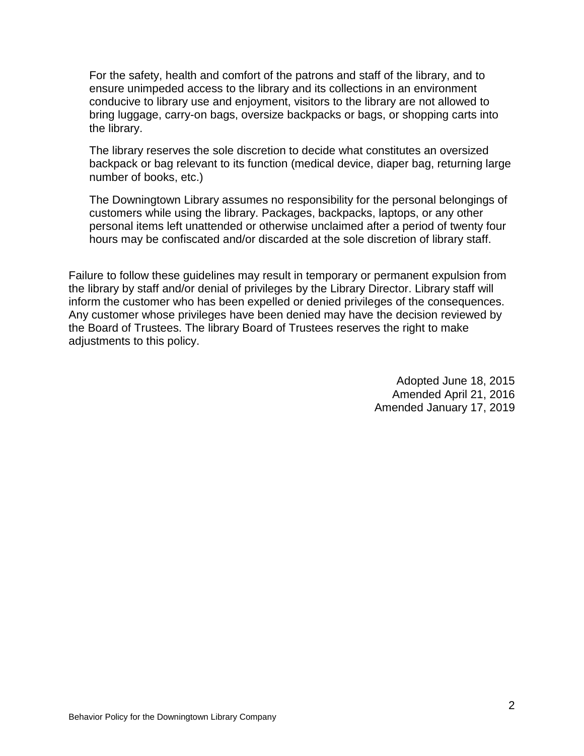For the safety, health and comfort of the patrons and staff of the library, and to ensure unimpeded access to the library and its collections in an environment conducive to library use and enjoyment, visitors to the library are not allowed to bring luggage, carry-on bags, oversize backpacks or bags, or shopping carts into the library.

The library reserves the sole discretion to decide what constitutes an oversized backpack or bag relevant to its function (medical device, diaper bag, returning large number of books, etc.)

The Downingtown Library assumes no responsibility for the personal belongings of customers while using the library. Packages, backpacks, laptops, or any other personal items left unattended or otherwise unclaimed after a period of twenty four hours may be confiscated and/or discarded at the sole discretion of library staff.

Failure to follow these guidelines may result in temporary or permanent expulsion from the library by staff and/or denial of privileges by the Library Director. Library staff will inform the customer who has been expelled or denied privileges of the consequences. Any customer whose privileges have been denied may have the decision reviewed by the Board of Trustees. The library Board of Trustees reserves the right to make adjustments to this policy.

Adopted June 18, 2015
Amended April 21, 2016
Amended January 17, 2019